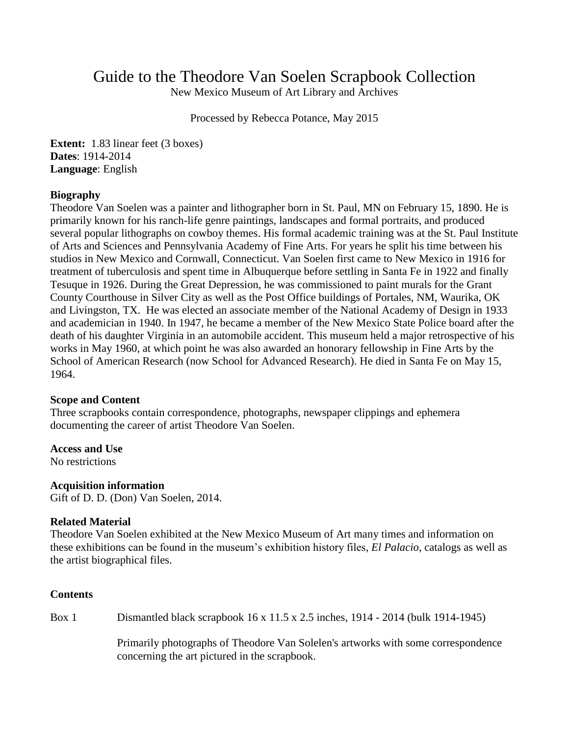# Guide to the Theodore Van Soelen Scrapbook Collection

New Mexico Museum of Art Library and Archives

Processed by Rebecca Potance, May 2015

**Extent:** 1.83 linear feet (3 boxes)
**Dates**: 1914-2014
**Language**: English

**Biography**
Theodore Van Soelen was a painter and lithographer born in St. Paul, MN on February 15, 1890. He is primarily known for his ranch-life genre paintings, landscapes and formal portraits, and produced several popular lithographs on cowboy themes. His formal academic training was at the St. Paul Institute of Arts and Sciences and Pennsylvania Academy of Fine Arts. For years he split his time between his studios in New Mexico and Cornwall, Connecticut. Van Soelen first came to New Mexico in 1916 for treatment of tuberculosis and spent time in Albuquerque before settling in Santa Fe in 1922 and finally Tesuque in 1926. During the Great Depression, he was commissioned to paint murals for the Grant County Courthouse in Silver City as well as the Post Office buildings of Portales, NM, Waurika, OK and Livingston, TX. He was elected an associate member of the National Academy of Design in 1933 and academician in 1940. In 1947, he became a member of the New Mexico State Police board after the death of his daughter Virginia in an automobile accident. This museum held a major retrospective of his works in May 1960, at which point he was also awarded an honorary fellowship in Fine Arts by the School of American Research (now School for Advanced Research). He died in Santa Fe on May 15, 1964.

**Scope and Content**
Three scrapbooks contain correspondence, photographs, newspaper clippings and ephemera documenting the career of artist Theodore Van Soelen.

**Access and Use**
No restrictions

**Acquisition information**
Gift of D. D. (Don) Van Soelen, 2014.

**Related Material**
Theodore Van Soelen exhibited at the New Mexico Museum of Art many times and information on these exhibitions can be found in the museum's exhibition history files, *El Palacio*, catalogs as well as the artist biographical files.

**Contents**

Box 1 Dismantled black scrapbook 16 x 11.5 x 2.5 inches, 1914 - 2014 (bulk 1914-1945)

Primarily photographs of Theodore Van Solelen's artworks with some correspondence concerning the art pictured in the scrapbook.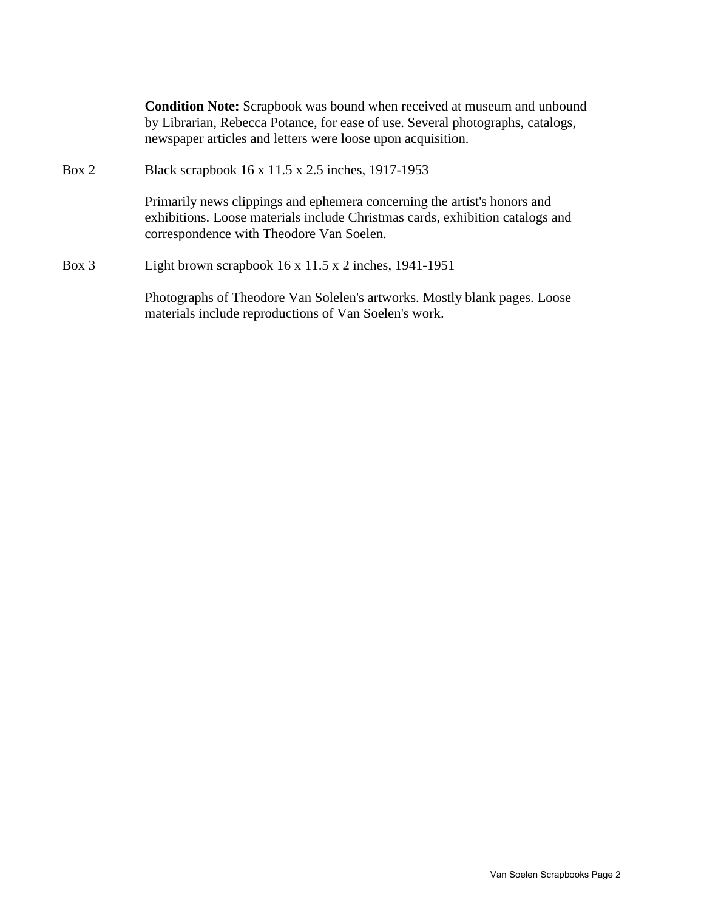**Condition Note:** Scrapbook was bound when received at museum and unbound by Librarian, Rebecca Potance, for ease of use. Several photographs, catalogs, newspaper articles and letters were loose upon acquisition.

Box 2 Black scrapbook 16 x 11.5 x 2.5 inches, 1917-1953

Primarily news clippings and ephemera concerning the artist's honors and exhibitions. Loose materials include Christmas cards, exhibition catalogs and correspondence with Theodore Van Soelen.

Box 3 Light brown scrapbook 16 x 11.5 x 2 inches, 1941-1951

Photographs of Theodore Van Solelen's artworks. Mostly blank pages. Loose materials include reproductions of Van Soelen's work.